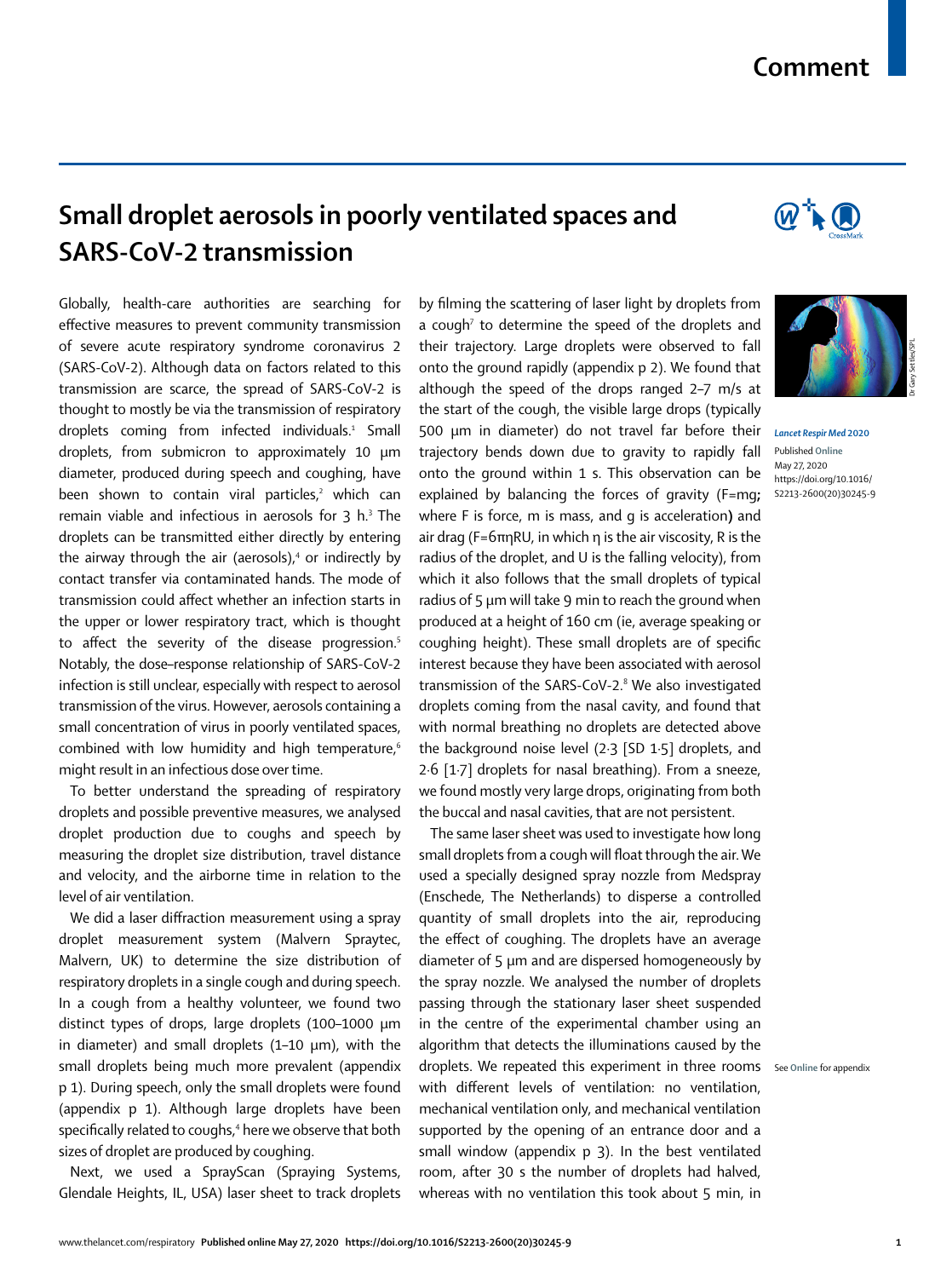# Small droplet aerosols in poorly ventilated spaces and SARS-CoV-2 transmission

*Lancet Respir Med* 2020

Published Online May 27, 2020 https://doi.org/10.1016/S2213-2600(20)30245-9

Globally, health-care authorities are searching for effective measures to prevent community transmission of severe acute respiratory syndrome coronavirus 2 (SARS-CoV-2). Although data on factors related to this transmission are scarce, the spread of SARS-CoV-2 is thought to mostly be via the transmission of respiratory droplets coming from infected individuals.[1] Small droplets, from submicron to approximately 10 μm diameter, produced during speech and coughing, have been shown to contain viral particles,[2] which can remain viable and infectious in aerosols for 3 h.[3] The droplets can be transmitted either directly by entering the airway through the air (aerosols),[4] or indirectly by contact transfer via contaminated hands. The mode of transmission could affect whether an infection starts in the upper or lower respiratory tract, which is thought to affect the severity of the disease progression.[5] Notably, the dose–response relationship of SARS-CoV-2 infection is still unclear, especially with respect to aerosol transmission of the virus. However, aerosols containing a small concentration of virus in poorly ventilated spaces, combined with low humidity and high temperature,[6] might result in an infectious dose over time.

To better understand the spreading of respiratory droplets and possible preventive measures, we analysed droplet production due to coughs and speech by measuring the droplet size distribution, travel distance and velocity, and the airborne time in relation to the level of air ventilation.

We did a laser diffraction measurement using a spray droplet measurement system (Malvern Spraytec, Malvern, UK) to determine the size distribution of respiratory droplets in a single cough and during speech. In a cough from a healthy volunteer, we found two distinct types of drops, large droplets (100–1000 μm in diameter) and small droplets (1–10 μm), with the small droplets being much more prevalent (appendix p 1). During speech, only the small droplets were found (appendix p 1). Although large droplets have been specifically related to coughs,[4] here we observe that both sizes of droplet are produced by coughing.

Next, we used a SprayScan (Spraying Systems, Glendale Heights, IL, USA) laser sheet to track droplets by filming the scattering of laser light by droplets from a cough[7] to determine the speed of the droplets and their trajectory. Large droplets were observed to fall onto the ground rapidly (appendix p 2). We found that although the speed of the drops ranged 2–7 m/s at the start of the cough, the visible large drops (typically 500 μm in diameter) do not travel far before their trajectory bends down due to gravity to rapidly fall onto the ground within 1 s. This observation can be explained by balancing the forces of gravity ($F=mg$; where F is force, m is mass, and g is acceleration) and air drag ($F=6\pi\eta RU$, in which η is the air viscosity, R is the radius of the droplet, and U is the falling velocity), from which it also follows that the small droplets of typical radius of 5 μm will take 9 min to reach the ground when produced at a height of 160 cm (ie, average speaking or coughing height). These small droplets are of specific interest because they have been associated with aerosol transmission of the SARS-CoV-2.[8] We also investigated droplets coming from the nasal cavity, and found that with normal breathing no droplets are detected above the background noise level (2·3 [SD 1·5] droplets, and 2·6 [1·7] droplets for nasal breathing). From a sneeze, we found mostly very large drops, originating from both the buccal and nasal cavities, that are not persistent.

The same laser sheet was used to investigate how long small droplets from a cough will float through the air. We used a specially designed spray nozzle from Medspray (Enschede, The Netherlands) to disperse a controlled quantity of small droplets into the air, reproducing the effect of coughing. The droplets have an average diameter of 5 μm and are dispersed homogeneously by the spray nozzle. We analysed the number of droplets passing through the stationary laser sheet suspended in the centre of the experimental chamber using an algorithm that detects the illuminations caused by the droplets. We repeated this experiment in three rooms with different levels of ventilation: no ventilation, mechanical ventilation only, and mechanical ventilation supported by the opening of an entrance door and a small window (appendix p 3). In the best ventilated room, after 30 s the number of droplets had halved, whereas with no ventilation this took about 5 min, in

See Online for appendix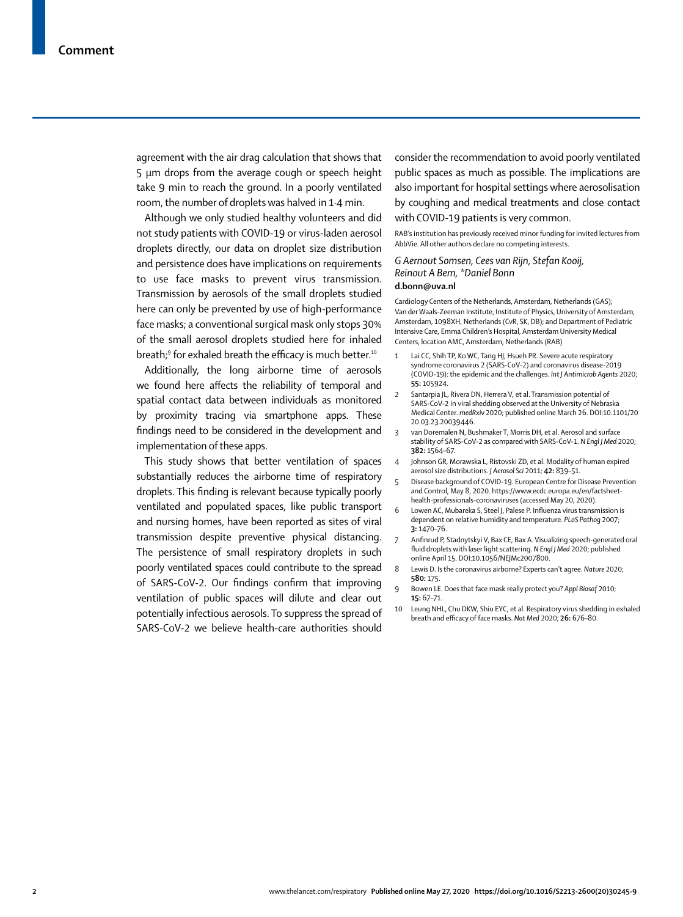agreement with the air drag calculation that shows that 5 μm drops from the average cough or speech height take 9 min to reach the ground. In a poorly ventilated room, the number of droplets was halved in 1·4 min.

Although we only studied healthy volunteers and did not study patients with COVID-19 or virus-laden aerosol droplets directly, our data on droplet size distribution and persistence does have implications on requirements to use face masks to prevent virus transmission. Transmission by aerosols of the small droplets studied here can only be prevented by use of high-performance face masks; a conventional surgical mask only stops 30% of the small aerosol droplets studied here for inhaled breath;[9] for exhaled breath the efficacy is much better.[10]

Additionally, the long airborne time of aerosols we found here affects the reliability of temporal and spatial contact data between individuals as monitored by proximity tracing via smartphone apps. These findings need to be considered in the development and implementation of these apps.

This study shows that better ventilation of spaces substantially reduces the airborne time of respiratory droplets. This finding is relevant because typically poorly ventilated and populated spaces, like public transport and nursing homes, have been reported as sites of viral transmission despite preventive physical distancing. The persistence of small respiratory droplets in such poorly ventilated spaces could contribute to the spread of SARS-CoV-2. Our findings confirm that improving ventilation of public spaces will dilute and clear out potentially infectious aerosols. To suppress the spread of SARS-CoV-2 we believe health-care authorities should consider the recommendation to avoid poorly ventilated public spaces as much as possible. The implications are also important for hospital settings where aerosolisation by coughing and medical treatments and close contact with COVID-19 patients is very common.

RAB's institution has previously received minor funding for invited lectures from AbbVie. All other authors declare no competing interests.

*G Aernout Somsen, Cees van Rijn, Stefan Kooij, Reinout A Bem, \*Daniel Bonn*
**d.bonn@uva.nl**

Cardiology Centers of the Netherlands, Amsterdam, Netherlands (GAS); Van der Waals-Zeeman Institute, Institute of Physics, University of Amsterdam, Amsterdam, 1098XH, Netherlands (CvR, SK, DB); and Department of Pediatric Intensive Care, Emma Children's Hospital, Amsterdam University Medical Centers, location AMC, Amsterdam, Netherlands (RAB)

1. Lai CC, Shih TP, Ko WC, Tang HJ, Hsueh PR. Severe acute respiratory syndrome coronavirus 2 (SARS-CoV-2) and coronavirus disease-2019 (COVID-19): the epidemic and the challenges. *Int J Antimicrob Agents* 2020; **55:** 105924.
2. Santarpia JL, Rivera DN, Herrera V, et al. Transmission potential of SARS-CoV-2 in viral shedding observed at the University of Nebraska Medical Center. *medRxiv* 2020; published online March 26. DOI:10.1101/2020.03.23.20039446.
3. van Doremalen N, Bushmaker T, Morris DH, et al. Aerosol and surface stability of SARS-CoV-2 as compared with SARS-CoV-1. *N Engl J Med* 2020; **382:** 1564–67.
4. Johnson GR, Morawska L, Ristovski ZD, et al. Modality of human expired aerosol size distributions. *J Aerosol Sci* 2011; **42:** 839–51.
5. Disease background of COVID-19. European Centre for Disease Prevention and Control, May 8, 2020. https://www.ecdc.europa.eu/en/factsheet-health-professionals-coronaviruses (accessed May 20, 2020).
6. Lowen AC, Mubareka S, Steel J, Palese P. Influenza virus transmission is dependent on relative humidity and temperature. *PLoS Pathog* 2007; **3:** 1470–76.
7. Anfinrud P, Stadnytskyi V, Bax CE, Bax A. Visualizing speech-generated oral fluid droplets with laser light scattering. *N Engl J Med* 2020; published online April 15. DOI:10.1056/NEJMc2007800.
8. Lewis D. Is the coronavirus airborne? Experts can't agree. *Nature* 2020; **580:** 175.
9. Bowen LE. Does that face mask really protect you? *Appl Biosaf* 2010; **15:** 67–71.
10. Leung NHL, Chu DKW, Shiu EYC, et al. Respiratory virus shedding in exhaled breath and efficacy of face masks. *Nat Med* 2020; **26:** 676–80.